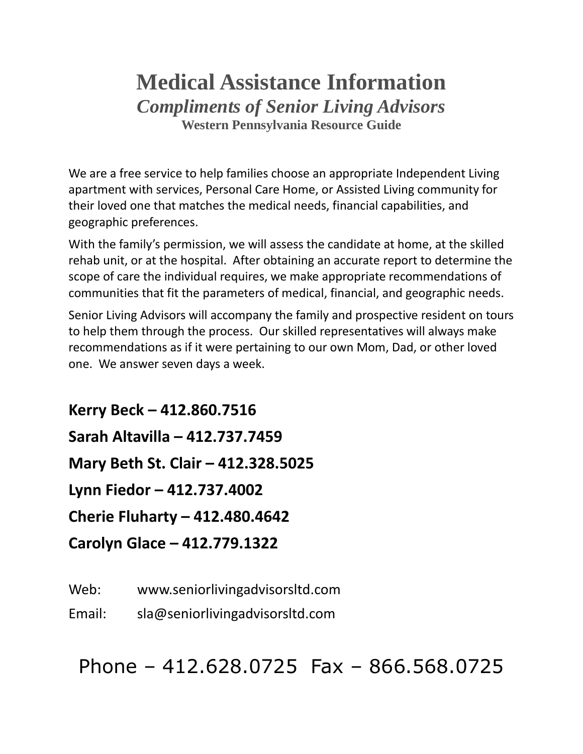# Medical Assistance Information

## *Compliments of Senior Living Advisors*

### Western Pennsylvania Resource Guide

We are a free service to help families choose an appropriate Independent Living apartment with services, Personal Care Home, or Assisted Living community for their loved one that matches the medical needs, financial capabilities, and geographic preferences.

With the family's permission, we will assess the candidate at home, at the skilled rehab unit, or at the hospital. After obtaining an accurate report to determine the scope of care the individual requires, we make appropriate recommendations of communities that fit the parameters of medical, financial, and geographic needs.

Senior Living Advisors will accompany the family and prospective resident on tours to help them through the process. Our skilled representatives will always make recommendations as if it were pertaining to our own Mom, Dad, or other loved one. We answer seven days a week.

**Kerry Beck – 412.860.7516**

**Sarah Altavilla – 412.737.7459**

**Mary Beth St. Clair – 412.328.5025**

**Lynn Fiedor – 412.737.4002**

**Cherie Fluharty – 412.480.4642**

**Carolyn Glace – 412.779.1322**

Web: www.seniorlivingadvisorsltd.com

Email: sla@seniorlivingadvisorsltd.com

Phone – 412.628.0725 Fax – 866.568.0725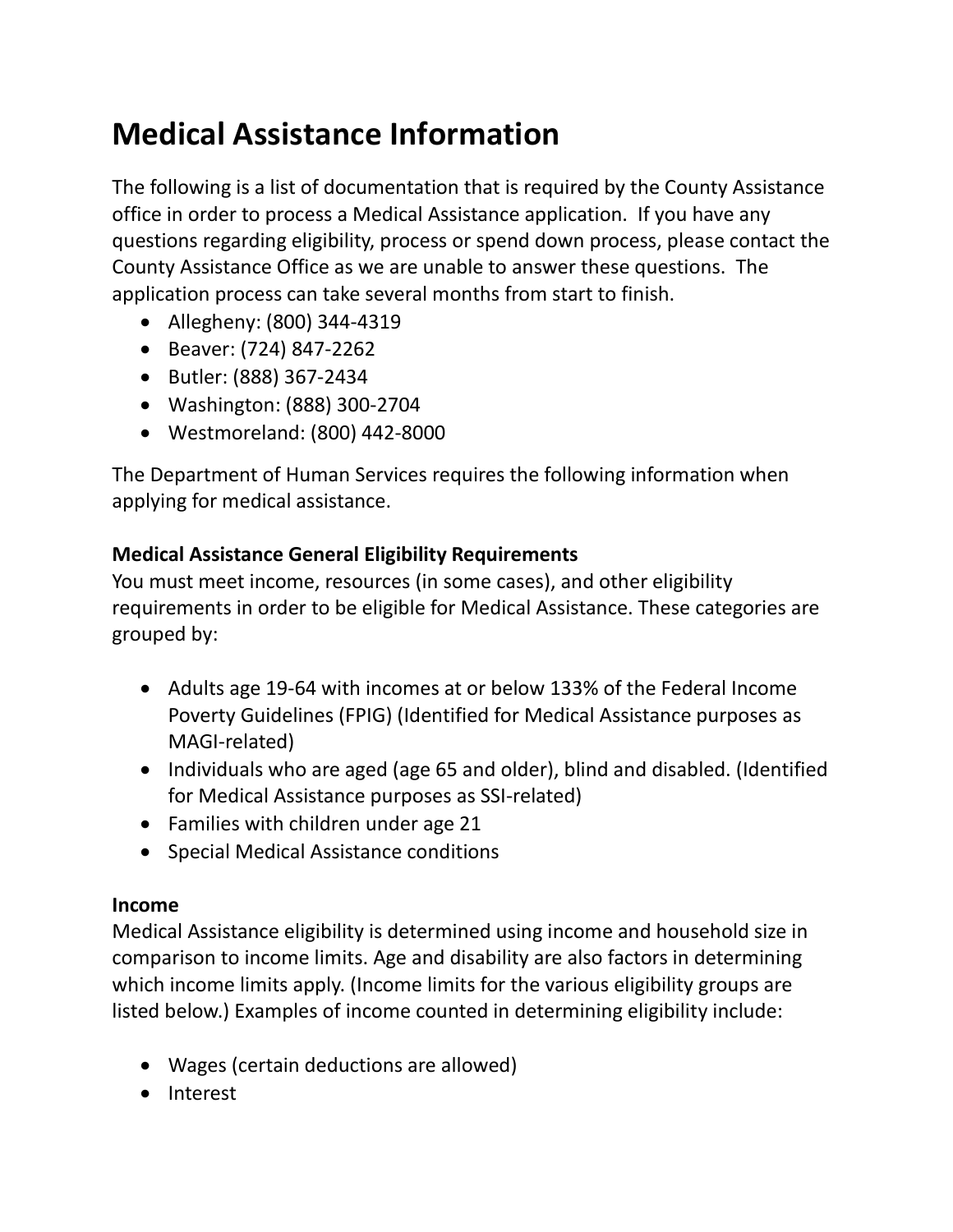# Medical Assistance Information

The following is a list of documentation that is required by the County Assistance office in order to process a Medical Assistance application. If you have any questions regarding eligibility, process or spend down process, please contact the County Assistance Office as we are unable to answer these questions. The application process can take several months from start to finish.

- Allegheny: (800) 344-4319
- Beaver: (724) 847-2262
- Butler: (888) 367-2434
- Washington: (888) 300-2704
- Westmoreland: (800) 442-8000

The Department of Human Services requires the following information when applying for medical assistance.

**Medical Assistance General Eligibility Requirements**

You must meet income, resources (in some cases), and other eligibility requirements in order to be eligible for Medical Assistance. These categories are grouped by:

- Adults age 19-64 with incomes at or below 133% of the Federal Income Poverty Guidelines (FPIG) (Identified for Medical Assistance purposes as MAGI-related)
- Individuals who are aged (age 65 and older), blind and disabled. (Identified for Medical Assistance purposes as SSI-related)
- Families with children under age 21
- Special Medical Assistance conditions

**Income**

Medical Assistance eligibility is determined using income and household size in comparison to income limits. Age and disability are also factors in determining which income limits apply. (Income limits for the various eligibility groups are listed below.) Examples of income counted in determining eligibility include:

- Wages (certain deductions are allowed)
- Interest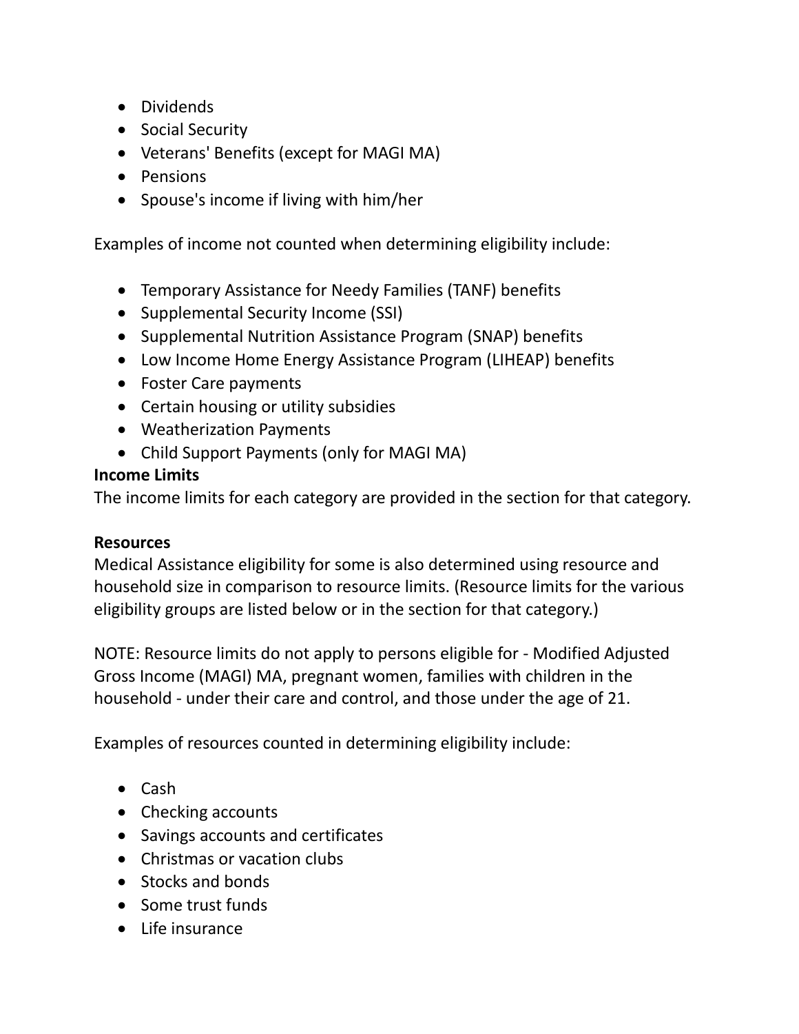- Dividends
- Social Security
- Veterans' Benefits (except for MAGI MA)
- Pensions
- Spouse's income if living with him/her

Examples of income not counted when determining eligibility include:

- Temporary Assistance for Needy Families (TANF) benefits
- Supplemental Security Income (SSI)
- Supplemental Nutrition Assistance Program (SNAP) benefits
- Low Income Home Energy Assistance Program (LIHEAP) benefits
- Foster Care payments
- Certain housing or utility subsidies
- Weatherization Payments
- Child Support Payments (only for MAGI MA)

**Income Limits**

The income limits for each category are provided in the section for that category.

**Resources**

Medical Assistance eligibility for some is also determined using resource and household size in comparison to resource limits. (Resource limits for the various eligibility groups are listed below or in the section for that category.)

NOTE: Resource limits do not apply to persons eligible for - Modified Adjusted Gross Income (MAGI) MA, pregnant women, families with children in the household - under their care and control, and those under the age of 21.

Examples of resources counted in determining eligibility include:

- Cash
- Checking accounts
- Savings accounts and certificates
- Christmas or vacation clubs
- Stocks and bonds
- Some trust funds
- Life insurance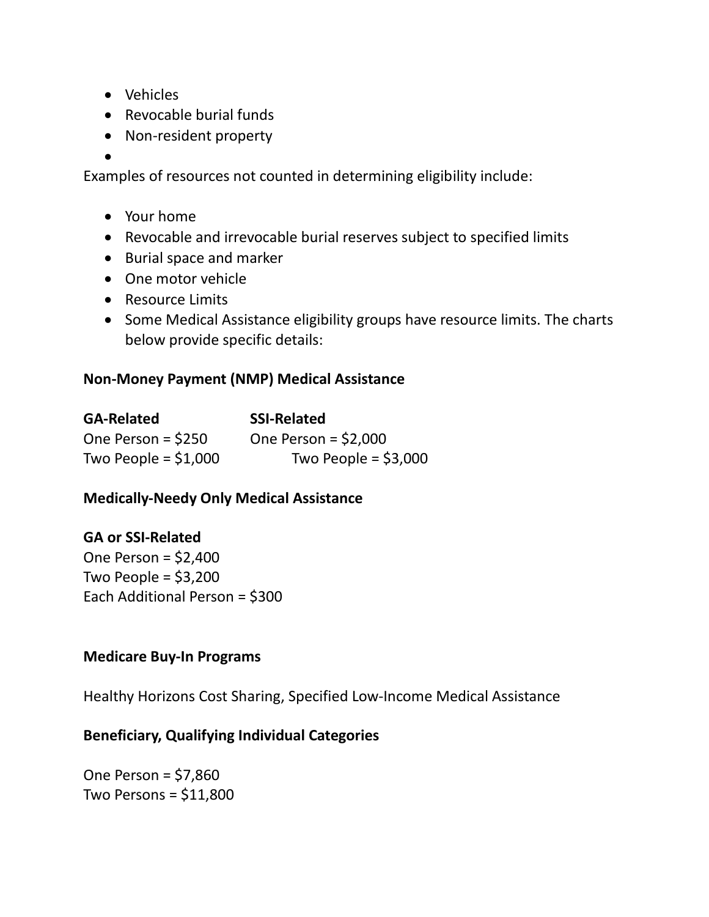- Vehicles
- Revocable burial funds
- Non-resident property
-

Examples of resources not counted in determining eligibility include:

- Your home
- Revocable and irrevocable burial reserves subject to specified limits
- Burial space and marker
- One motor vehicle
- Resource Limits
- Some Medical Assistance eligibility groups have resource limits. The charts below provide specific details:

**Non-Money Payment (NMP) Medical Assistance**

| GA-Related | SSI-Related |
| --- | --- |
| One Person = $250 | One Person = $2,000 |
| Two People = $1,000 | Two People = $3,000 |

**Medically-Needy Only Medical Assistance**

**GA or SSI-Related**
One Person = $2,400
Two People = $3,200
Each Additional Person = $300

**Medicare Buy-In Programs**

Healthy Horizons Cost Sharing, Specified Low-Income Medical Assistance

**Beneficiary, Qualifying Individual Categories**

One Person = $7,860
Two Persons = $11,800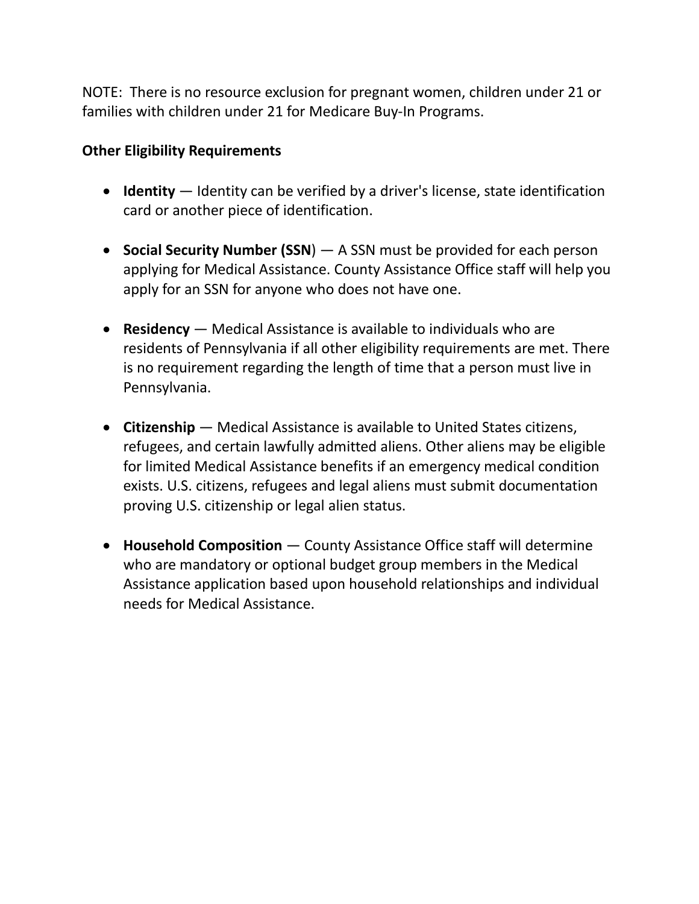NOTE: There is no resource exclusion for pregnant women, children under 21 or families with children under 21 for Medicare Buy-In Programs.

**Other Eligibility Requirements**

- **Identity** — Identity can be verified by a driver's license, state identification card or another piece of identification.

- **Social Security Number (SSN**) — A SSN must be provided for each person applying for Medical Assistance. County Assistance Office staff will help you apply for an SSN for anyone who does not have one.

- **Residency** — Medical Assistance is available to individuals who are residents of Pennsylvania if all other eligibility requirements are met. There is no requirement regarding the length of time that a person must live in Pennsylvania.

- **Citizenship** — Medical Assistance is available to United States citizens, refugees, and certain lawfully admitted aliens. Other aliens may be eligible for limited Medical Assistance benefits if an emergency medical condition exists. U.S. citizens, refugees and legal aliens must submit documentation proving U.S. citizenship or legal alien status.

- **Household Composition** — County Assistance Office staff will determine who are mandatory or optional budget group members in the Medical Assistance application based upon household relationships and individual needs for Medical Assistance.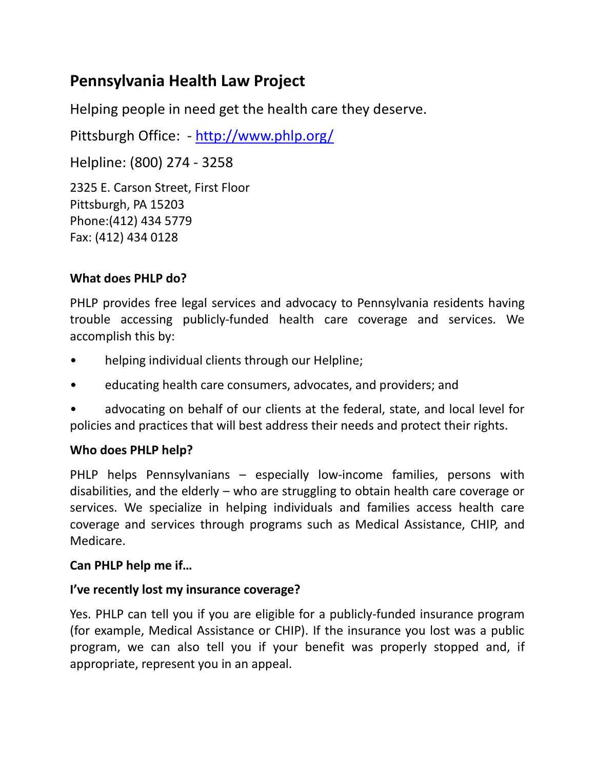## Pennsylvania Health Law Project

Helping people in need get the health care they deserve.

Pittsburgh Office: - [http://www.phlp.org/](http://www.phlp.org/)

Helpline: (800) 274 - 3258

2325 E. Carson Street, First Floor
Pittsburgh, PA 15203
Phone:(412) 434 5779
Fax: (412) 434 0128

**What does PHLP do?**

PHLP provides free legal services and advocacy to Pennsylvania residents having trouble accessing publicly-funded health care coverage and services. We accomplish this by:

- helping individual clients through our Helpline;
- educating health care consumers, advocates, and providers; and
- advocating on behalf of our clients at the federal, state, and local level for policies and practices that will best address their needs and protect their rights.

**Who does PHLP help?**

PHLP helps Pennsylvanians – especially low-income families, persons with disabilities, and the elderly – who are struggling to obtain health care coverage or services. We specialize in helping individuals and families access health care coverage and services through programs such as Medical Assistance, CHIP, and Medicare.

**Can PHLP help me if…**

**I've recently lost my insurance coverage?**

Yes. PHLP can tell you if you are eligible for a publicly-funded insurance program (for example, Medical Assistance or CHIP). If the insurance you lost was a public program, we can also tell you if your benefit was properly stopped and, if appropriate, represent you in an appeal.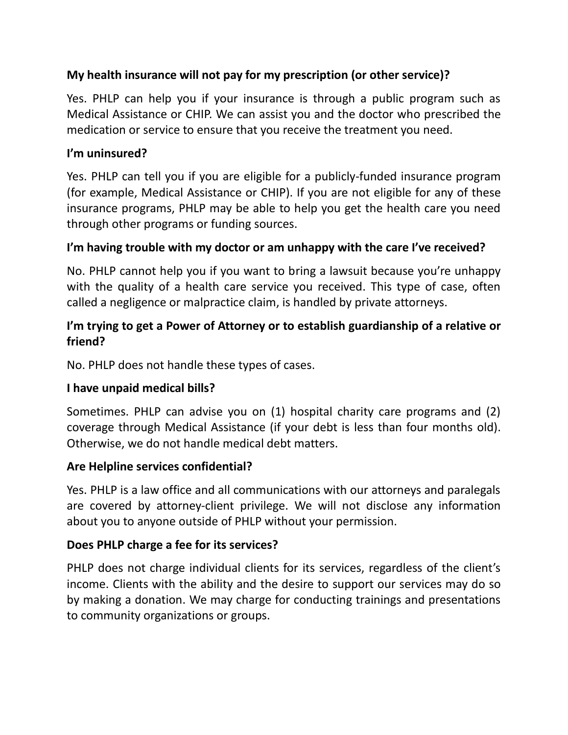**My health insurance will not pay for my prescription (or other service)?**

Yes. PHLP can help you if your insurance is through a public program such as Medical Assistance or CHIP. We can assist you and the doctor who prescribed the medication or service to ensure that you receive the treatment you need.

**I'm uninsured?**

Yes. PHLP can tell you if you are eligible for a publicly-funded insurance program (for example, Medical Assistance or CHIP). If you are not eligible for any of these insurance programs, PHLP may be able to help you get the health care you need through other programs or funding sources.

**I'm having trouble with my doctor or am unhappy with the care I've received?**

No. PHLP cannot help you if you want to bring a lawsuit because you're unhappy with the quality of a health care service you received. This type of case, often called a negligence or malpractice claim, is handled by private attorneys.

**I'm trying to get a Power of Attorney or to establish guardianship of a relative or friend?**

No. PHLP does not handle these types of cases.

**I have unpaid medical bills?**

Sometimes. PHLP can advise you on (1) hospital charity care programs and (2) coverage through Medical Assistance (if your debt is less than four months old). Otherwise, we do not handle medical debt matters.

**Are Helpline services confidential?**

Yes. PHLP is a law office and all communications with our attorneys and paralegals are covered by attorney-client privilege. We will not disclose any information about you to anyone outside of PHLP without your permission.

**Does PHLP charge a fee for its services?**

PHLP does not charge individual clients for its services, regardless of the client's income. Clients with the ability and the desire to support our services may do so by making a donation. We may charge for conducting trainings and presentations to community organizations or groups.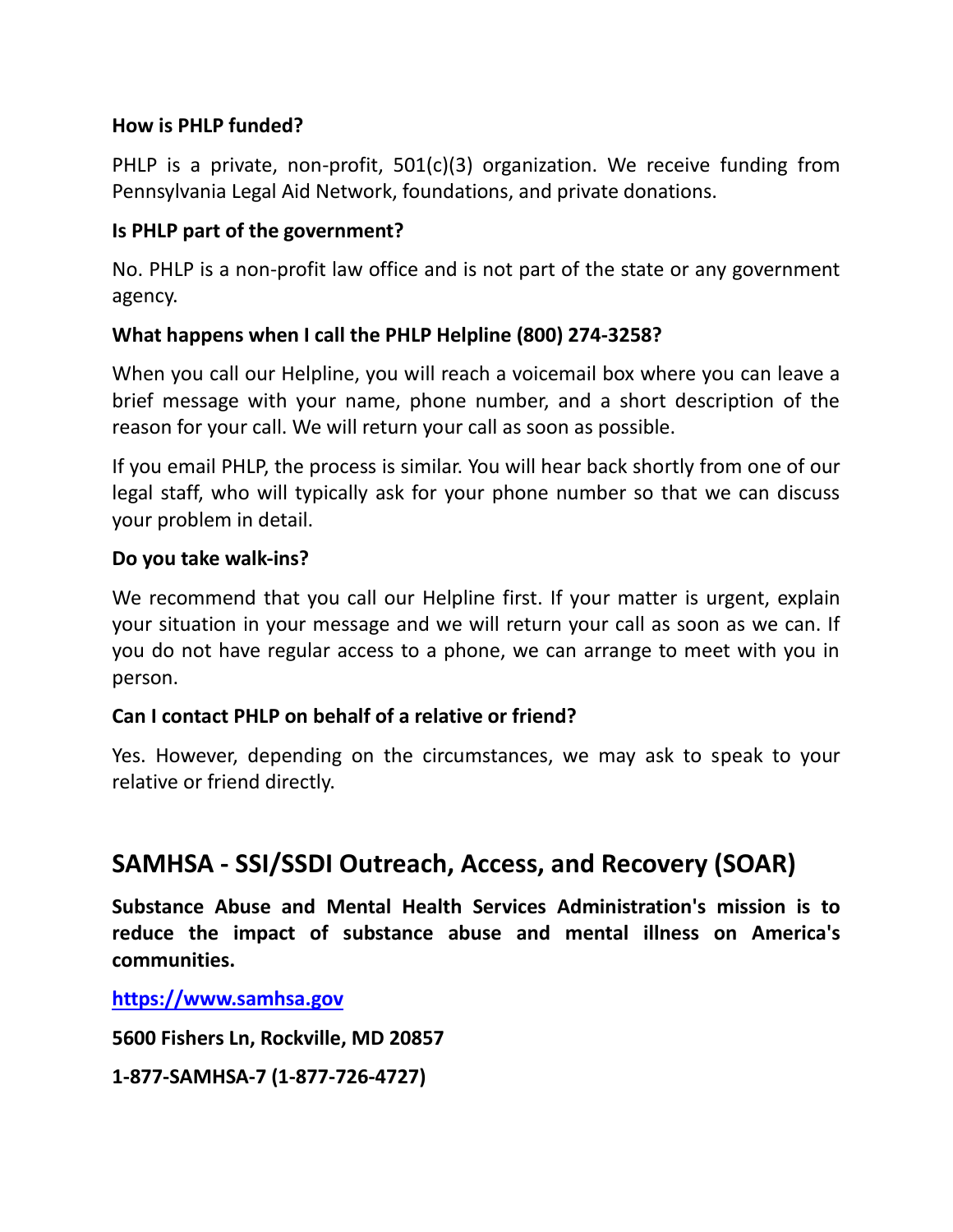**How is PHLP funded?**

PHLP is a private, non-profit, 501(c)(3) organization. We receive funding from Pennsylvania Legal Aid Network, foundations, and private donations.

**Is PHLP part of the government?**

No. PHLP is a non-profit law office and is not part of the state or any government agency.

**What happens when I call the PHLP Helpline (800) 274-3258?**

When you call our Helpline, you will reach a voicemail box where you can leave a brief message with your name, phone number, and a short description of the reason for your call. We will return your call as soon as possible.

If you email PHLP, the process is similar. You will hear back shortly from one of our legal staff, who will typically ask for your phone number so that we can discuss your problem in detail.

**Do you take walk-ins?**

We recommend that you call our Helpline first. If your matter is urgent, explain your situation in your message and we will return your call as soon as we can. If you do not have regular access to a phone, we can arrange to meet with you in person.

**Can I contact PHLP on behalf of a relative or friend?**

Yes. However, depending on the circumstances, we may ask to speak to your relative or friend directly.

## SAMHSA - SSI/SSDI Outreach, Access, and Recovery (SOAR)

**Substance Abuse and Mental Health Services Administration's mission is to reduce the impact of substance abuse and mental illness on America's communities.**

**[https://www.samhsa.gov](https://www.samhsa.gov)**

**5600 Fishers Ln, Rockville, MD 20857**

**1-877-SAMHSA-7 (1-877-726-4727)**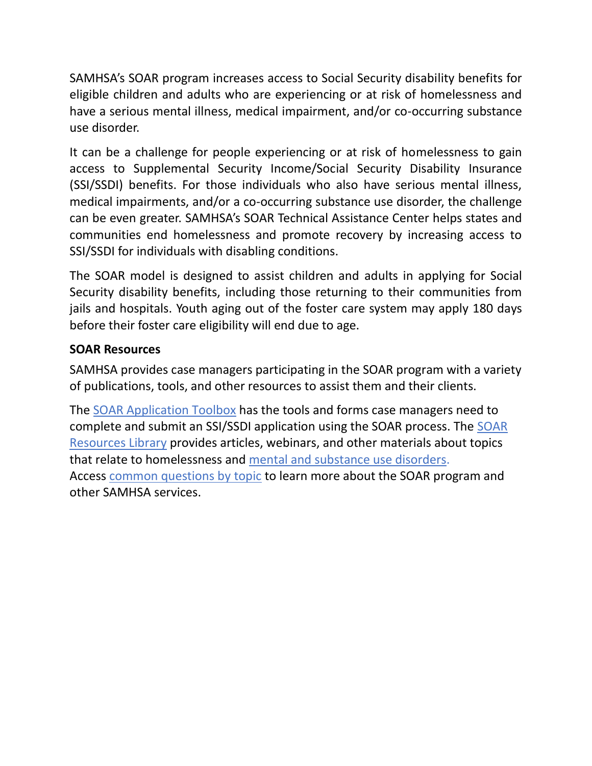SAMHSA's SOAR program increases access to Social Security disability benefits for eligible children and adults who are experiencing or at risk of homelessness and have a serious mental illness, medical impairment, and/or co-occurring substance use disorder.

It can be a challenge for people experiencing or at risk of homelessness to gain access to Supplemental Security Income/Social Security Disability Insurance (SSI/SSDI) benefits. For those individuals who also have serious mental illness, medical impairments, and/or a co-occurring substance use disorder, the challenge can be even greater. SAMHSA's SOAR Technical Assistance Center helps states and communities end homelessness and promote recovery by increasing access to SSI/SSDI for individuals with disabling conditions.

The SOAR model is designed to assist children and adults in applying for Social Security disability benefits, including those returning to their communities from jails and hospitals. Youth aging out of the foster care system may apply 180 days before their foster care eligibility will end due to age.

**SOAR Resources**

SAMHSA provides case managers participating in the SOAR program with a variety of publications, tools, and other resources to assist them and their clients.

The SOAR Application Toolbox has the tools and forms case managers need to complete and submit an SSI/SSDI application using the SOAR process. The SOAR Resources Library provides articles, webinars, and other materials about topics that relate to homelessness and mental and substance use disorders. Access common questions by topic to learn more about the SOAR program and other SAMHSA services.